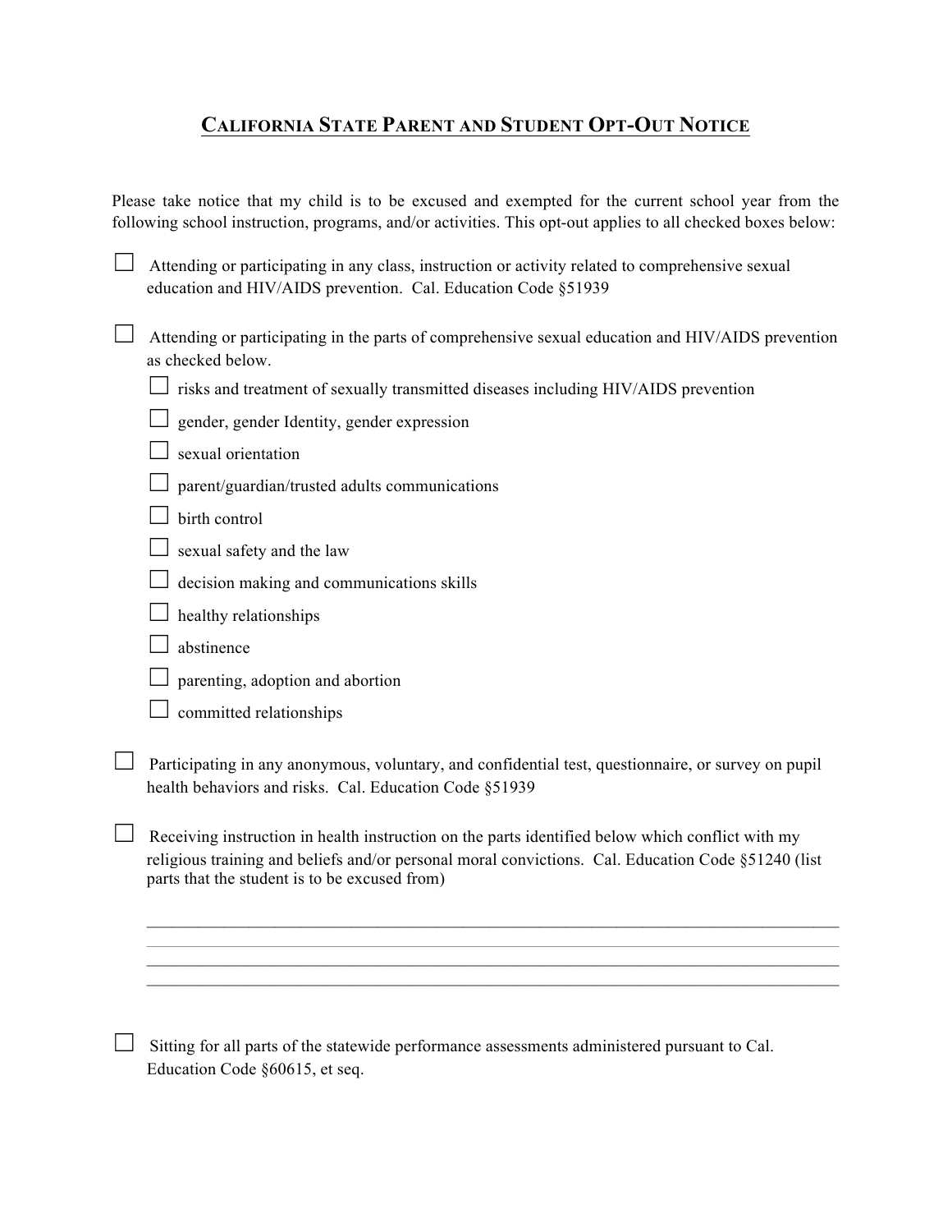# CALIFORNIA STATE PARENT AND STUDENT OPT-OUT NOTICE

Please take notice that my child is to be excused and exempted for the current school year from the following school instruction, programs, and/or activities. This opt-out applies to all checked boxes below:

☐ Attending or participating in any class, instruction or activity related to comprehensive sexual education and HIV/AIDS prevention. Cal. Education Code §51939

☐ Attending or participating in the parts of comprehensive sexual education and HIV/AIDS prevention as checked below.

- ☐ risks and treatment of sexually transmitted diseases including HIV/AIDS prevention
- ☐ gender, gender Identity, gender expression
- ☐ sexual orientation
- ☐ parent/guardian/trusted adults communications
- ☐ birth control
- ☐ sexual safety and the law
- ☐ decision making and communications skills
- ☐ healthy relationships
- ☐ abstinence
- ☐ parenting, adoption and abortion
- ☐ committed relationships

☐ Participating in any anonymous, voluntary, and confidential test, questionnaire, or survey on pupil health behaviors and risks. Cal. Education Code §51939

☐ Receiving instruction in health instruction on the parts identified below which conflict with my religious training and beliefs and/or personal moral convictions. Cal. Education Code §51240 (list parts that the student is to be excused from)

\_\_\_\_\_\_\_\_\_\_\_\_\_\_\_\_\_\_\_\_\_\_\_\_\_\_\_\_\_\_\_\_\_\_\_\_\_\_\_\_\_\_\_\_\_\_\_\_\_\_\_\_\_\_\_\_\_\_\_\_\_\_\_\_\_\_\_\_\_\_\_\_\_\_\_\_

\_\_\_\_\_\_\_\_\_\_\_\_\_\_\_\_\_\_\_\_\_\_\_\_\_\_\_\_\_\_\_\_\_\_\_\_\_\_\_\_\_\_\_\_\_\_\_\_\_\_\_\_\_\_\_\_\_\_\_\_\_\_\_\_\_\_\_\_\_\_\_\_\_\_\_\_

\_\_\_\_\_\_\_\_\_\_\_\_\_\_\_\_\_\_\_\_\_\_\_\_\_\_\_\_\_\_\_\_\_\_\_\_\_\_\_\_\_\_\_\_\_\_\_\_\_\_\_\_\_\_\_\_\_\_\_\_\_\_\_\_\_\_\_\_\_\_\_\_\_\_\_\_

\_\_\_\_\_\_\_\_\_\_\_\_\_\_\_\_\_\_\_\_\_\_\_\_\_\_\_\_\_\_\_\_\_\_\_\_\_\_\_\_\_\_\_\_\_\_\_\_\_\_\_\_\_\_\_\_\_\_\_\_\_\_\_\_\_\_\_\_\_\_\_\_\_\_\_\_

☐ Sitting for all parts of the statewide performance assessments administered pursuant to Cal. Education Code §60615, et seq.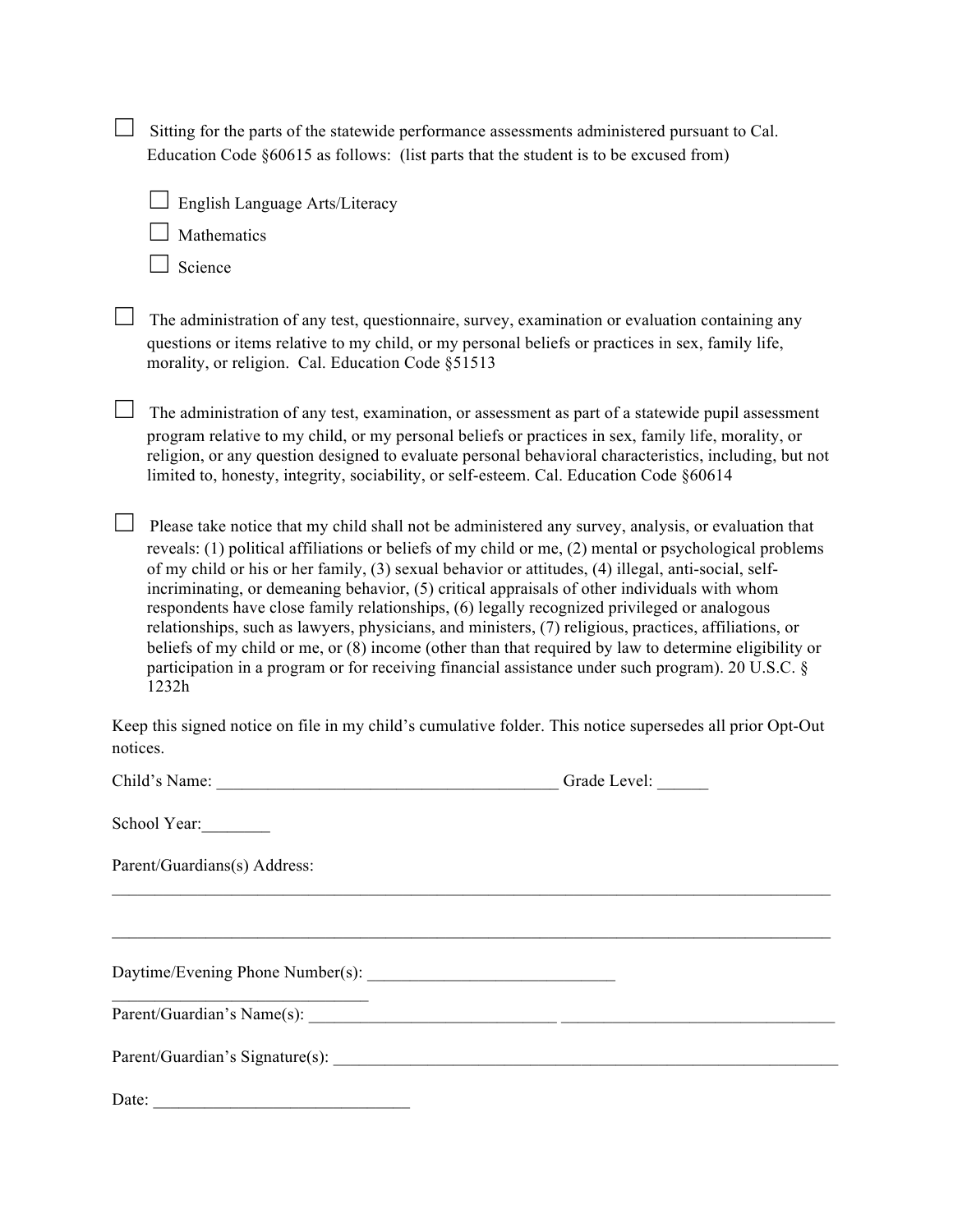- ☐ Sitting for the parts of the statewide performance assessments administered pursuant to Cal. Education Code §60615 as follows: (list parts that the student is to be excused from)

  - ☐ English Language Arts/Literacy
  - ☐ Mathematics
  - ☐ Science

- ☐ The administration of any test, questionnaire, survey, examination or evaluation containing any questions or items relative to my child, or my personal beliefs or practices in sex, family life, morality, or religion. Cal. Education Code §51513

- ☐ The administration of any test, examination, or assessment as part of a statewide pupil assessment program relative to my child, or my personal beliefs or practices in sex, family life, morality, or religion, or any question designed to evaluate personal behavioral characteristics, including, but not limited to, honesty, integrity, sociability, or self-esteem. Cal. Education Code §60614

- ☐ Please take notice that my child shall not be administered any survey, analysis, or evaluation that reveals: (1) political affiliations or beliefs of my child or me, (2) mental or psychological problems of my child or his or her family, (3) sexual behavior or attitudes, (4) illegal, anti-social, self-incriminating, or demeaning behavior, (5) critical appraisals of other individuals with whom respondents have close family relationships, (6) legally recognized privileged or analogous relationships, such as lawyers, physicians, and ministers, (7) religious, practices, affiliations, or beliefs of my child or me, or (8) income (other than that required by law to determine eligibility or participation in a program or for receiving financial assistance under such program). 20 U.S.C. § 1232h

Keep this signed notice on file in my child's cumulative folder. This notice supersedes all prior Opt-Out notices.

Child's Name: ________________________________________ Grade Level: ______

School Year:________

Parent/Guardians(s) Address:

_______________________________________________________________________________________

_______________________________________________________________________________________

Daytime/Evening Phone Number(s): ______________________________

______________________________

Parent/Guardian's Name(s): ______________________________ ________________________________

Parent/Guardian's Signature(s): ____________________________________________________________

Date: ______________________________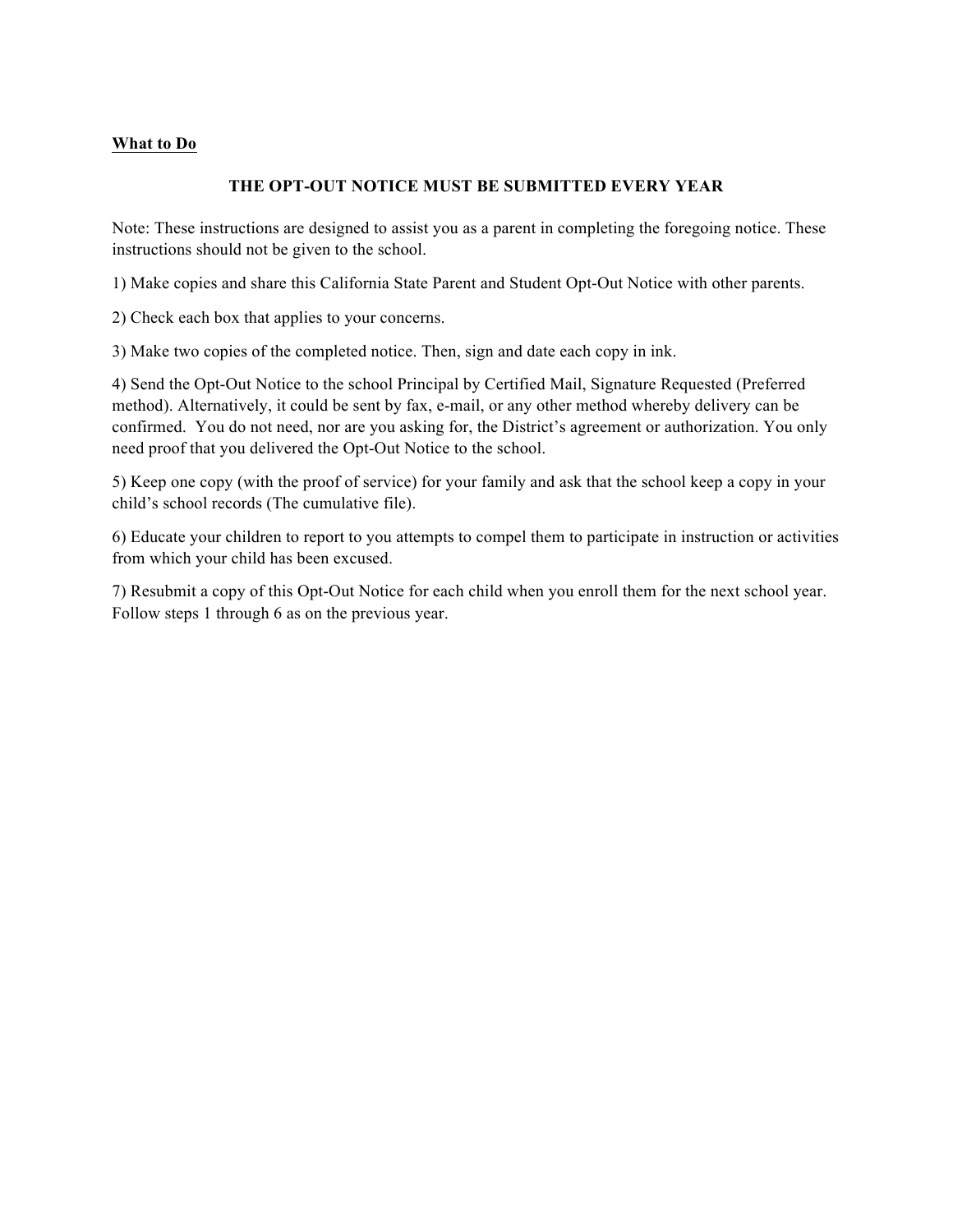**What to Do**

**THE OPT-OUT NOTICE MUST BE SUBMITTED EVERY YEAR**

Note: These instructions are designed to assist you as a parent in completing the foregoing notice. These instructions should not be given to the school.

1) Make copies and share this California State Parent and Student Opt-Out Notice with other parents.

2) Check each box that applies to your concerns.

3) Make two copies of the completed notice. Then, sign and date each copy in ink.

4) Send the Opt-Out Notice to the school Principal by Certified Mail, Signature Requested (Preferred method). Alternatively, it could be sent by fax, e-mail, or any other method whereby delivery can be confirmed. You do not need, nor are you asking for, the District's agreement or authorization. You only need proof that you delivered the Opt-Out Notice to the school.

5) Keep one copy (with the proof of service) for your family and ask that the school keep a copy in your child's school records (The cumulative file).

6) Educate your children to report to you attempts to compel them to participate in instruction or activities from which your child has been excused.

7) Resubmit a copy of this Opt-Out Notice for each child when you enroll them for the next school year. Follow steps 1 through 6 as on the previous year.